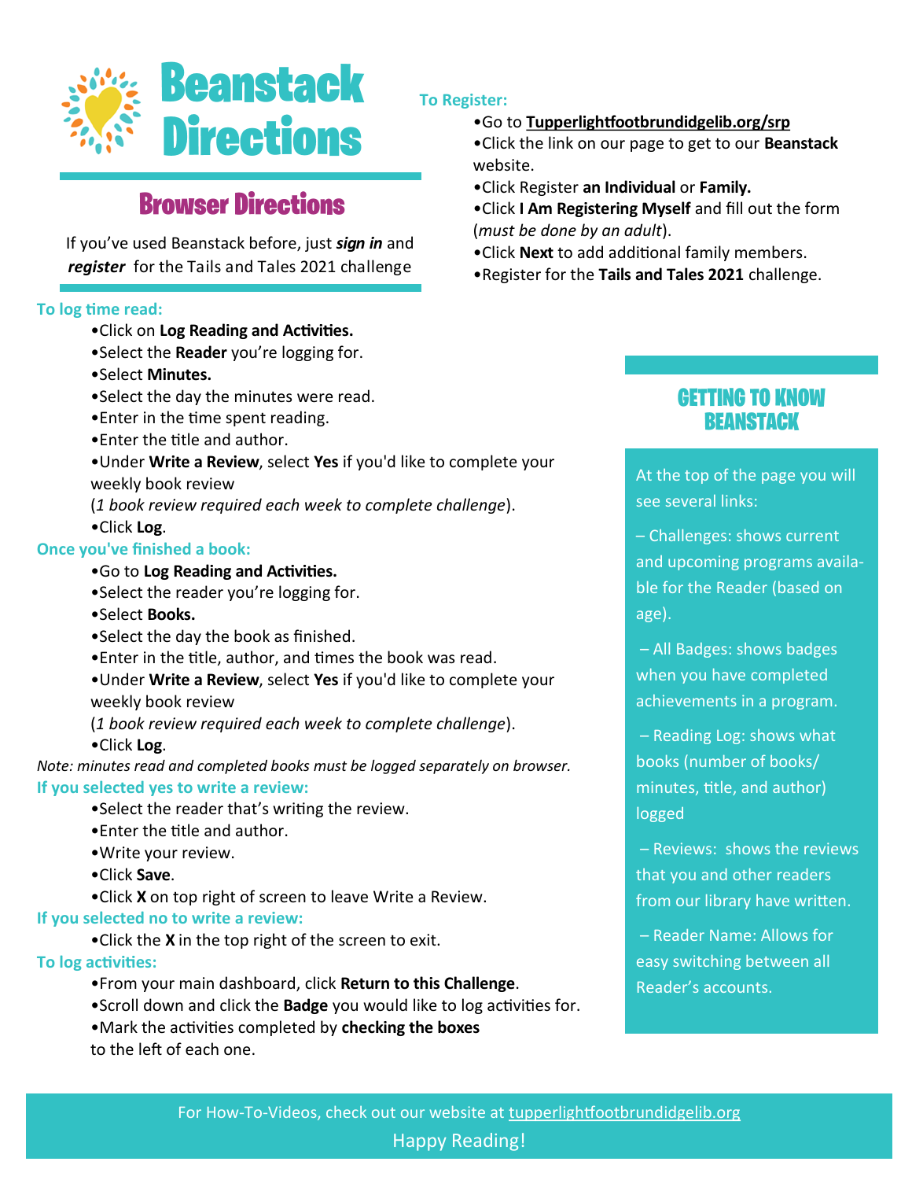# Beanstack Directions

## Browser Directions

If you've used Beanstack before, just ***sign in*** and ***register*** for the Tails and Tales 2021 challenge

**To Register:**

- Go to **Tupperlightfootbrundidgelib.org/srp**
- Click the link on our page to get to our **Beanstack** website.
- Click Register **an Individual** or **Family.**
- Click **I Am Registering Myself** and fill out the form (*must be done by an adult*).
- Click **Next** to add additional family members.
- Register for the **Tails and Tales 2021** challenge.

**To log time read:**

- Click on **Log Reading and Activities.**
- Select the **Reader** you're logging for.
- Select **Minutes.**
- Select the day the minutes were read.
- Enter in the time spent reading.
- Enter the title and author.
- Under **Write a Review**, select **Yes** if you'd like to complete your weekly book review (*1 book review required each week to complete challenge*).
- Click **Log**.

**Once you've finished a book:**

- Go to **Log Reading and Activities.**
- Select the reader you're logging for.
- Select **Books.**
- Select the day the book as finished.
- Enter in the title, author, and times the book was read.
- Under **Write a Review**, select **Yes** if you'd like to complete your weekly book review (*1 book review required each week to complete challenge*).
- Click **Log**.

*Note: minutes read and completed books must be logged separately on browser.*

**If you selected yes to write a review:**

- Select the reader that's writing the review.
- Enter the title and author.
- Write your review.
- Click **Save**.
- Click **X** on top right of screen to leave Write a Review.

**If you selected no to write a review:**

- Click the **X** in the top right of the screen to exit.

**To log activities:**

- From your main dashboard, click **Return to this Challenge**.
- Scroll down and click the **Badge** you would like to log activities for.
- Mark the activities completed by **checking the boxes** to the left of each one.

## Getting to Know Beanstack

At the top of the page you will see several links:

– Challenges: shows current and upcoming programs available for the Reader (based on age).

– All Badges: shows badges when you have completed achievements in a program.

– Reading Log: shows what books (number of books/ minutes, title, and author) logged

– Reviews: shows the reviews that you and other readers from our library have written.

– Reader Name: Allows for easy switching between all Reader's accounts.

For How-To-Videos, check out our website at tupperlightfootbrundidgelib.org

Happy Reading!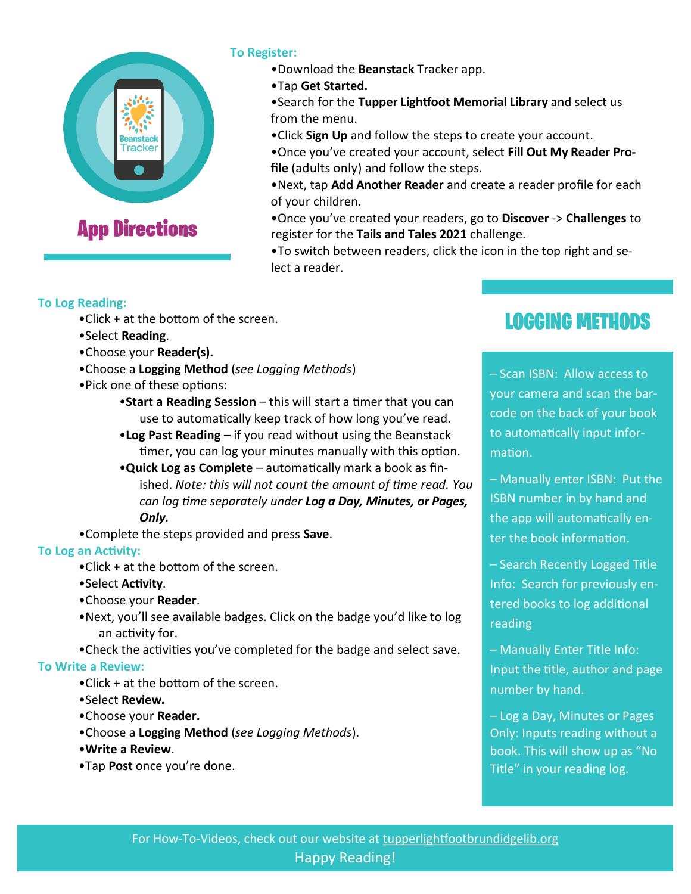## App Directions

**To Register:**

- Download the **Beanstack** Tracker app.
- Tap **Get Started.**
- Search for the **Tupper Lightfoot Memorial Library** and select us from the menu.
- Click **Sign Up** and follow the steps to create your account.
- Once you've created your account, select **Fill Out My Reader Profile** (adults only) and follow the steps.
- Next, tap **Add Another Reader** and create a reader profile for each of your children.
- Once you've created your readers, go to **Discover** -> **Challenges** to register for the **Tails and Tales 2021** challenge.
- To switch between readers, click the icon in the top right and select a reader.

**To Log Reading:**

- Click **+** at the bottom of the screen.
- Select **Reading**.
- Choose your **Reader(s).**
- Choose a **Logging Method** (*see Logging Methods*)
- Pick one of these options:
  - **Start a Reading Session** – this will start a timer that you can use to automatically keep track of how long you've read.
  - **Log Past Reading** – if you read without using the Beanstack timer, you can log your minutes manually with this option.
  - **Quick Log as Complete** – automatically mark a book as finished. *Note: this will not count the amount of time read. You can log time separately under **Log a Day, Minutes, or Pages, Only.***
- Complete the steps provided and press **Save**.

**To Log an Activity:**

- Click **+** at the bottom of the screen.
- Select **Activity**.
- Choose your **Reader**.
- Next, you'll see available badges. Click on the badge you'd like to log an activity for.
- Check the activities you've completed for the badge and select save.

**To Write a Review:**

- Click + at the bottom of the screen.
- Select **Review.**
- Choose your **Reader.**
- Choose a **Logging Method** (*see Logging Methods*).
- **Write a Review**.
- Tap **Post** once you're done.

## LOGGING METHODS

– Scan ISBN: Allow access to your camera and scan the barcode on the back of your book to automatically input information.

– Manually enter ISBN: Put the ISBN number in by hand and the app will automatically enter the book information.

– Search Recently Logged Title Info: Search for previously entered books to log additional reading

– Manually Enter Title Info: Input the title, author and page number by hand.

– Log a Day, Minutes or Pages Only: Inputs reading without a book. This will show up as "No Title" in your reading log.

For How-To-Videos, check out our website at tupperlightfootbrundidgelib.org

Happy Reading!